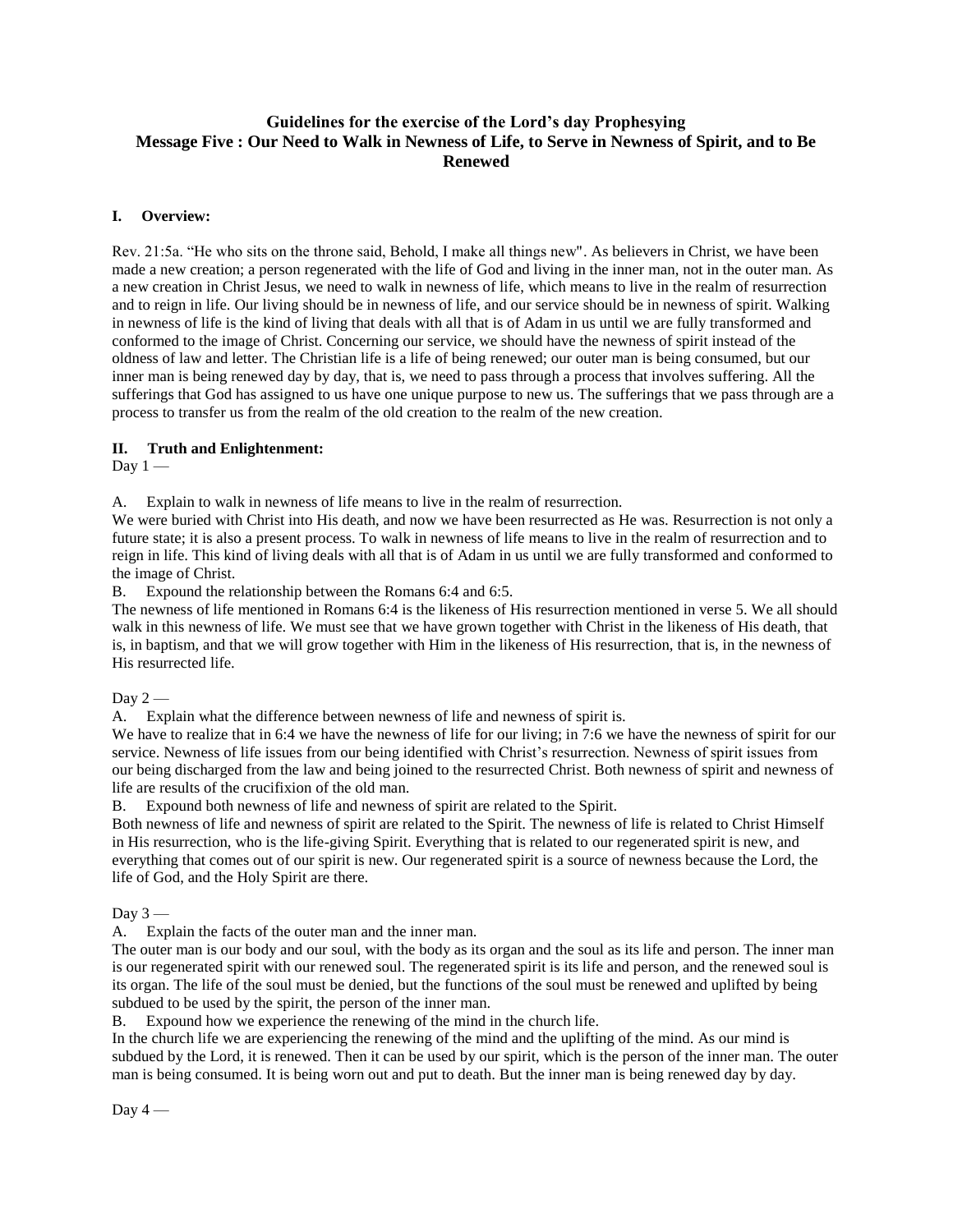# Guidelines for the exercise of the Lord's day Prophesying
## Message Five : Our Need to Walk in Newness of Life, to Serve in Newness of Spirit, and to Be Renewed

### I. Overview:

Rev. 21:5a. "He who sits on the throne said, Behold, I make all things new". As believers in Christ, we have been made a new creation; a person regenerated with the life of God and living in the inner man, not in the outer man. As a new creation in Christ Jesus, we need to walk in newness of life, which means to live in the realm of resurrection and to reign in life. Our living should be in newness of life, and our service should be in newness of spirit. Walking in newness of life is the kind of living that deals with all that is of Adam in us until we are fully transformed and conformed to the image of Christ. Concerning our service, we should have the newness of spirit instead of the oldness of law and letter. The Christian life is a life of being renewed; our outer man is being consumed, but our inner man is being renewed day by day, that is, we need to pass through a process that involves suffering. All the sufferings that God has assigned to us have one unique purpose to new us. The sufferings that we pass through are a process to transfer us from the realm of the old creation to the realm of the new creation.

### II. Truth and Enlightenment:

Day 1 —

A. Explain to walk in newness of life means to live in the realm of resurrection.

We were buried with Christ into His death, and now we have been resurrected as He was. Resurrection is not only a future state; it is also a present process. To walk in newness of life means to live in the realm of resurrection and to reign in life. This kind of living deals with all that is of Adam in us until we are fully transformed and conformed to the image of Christ.

B. Expound the relationship between the Romans 6:4 and 6:5.

The newness of life mentioned in Romans 6:4 is the likeness of His resurrection mentioned in verse 5. We all should walk in this newness of life. We must see that we have grown together with Christ in the likeness of His death, that is, in baptism, and that we will grow together with Him in the likeness of His resurrection, that is, in the newness of His resurrected life.

Day 2 —

A. Explain what the difference between newness of life and newness of spirit is.

We have to realize that in 6:4 we have the newness of life for our living; in 7:6 we have the newness of spirit for our service. Newness of life issues from our being identified with Christ's resurrection. Newness of spirit issues from our being discharged from the law and being joined to the resurrected Christ. Both newness of spirit and newness of life are results of the crucifixion of the old man.

B. Expound both newness of life and newness of spirit are related to the Spirit.

Both newness of life and newness of spirit are related to the Spirit. The newness of life is related to Christ Himself in His resurrection, who is the life-giving Spirit. Everything that is related to our regenerated spirit is new, and everything that comes out of our spirit is new. Our regenerated spirit is a source of newness because the Lord, the life of God, and the Holy Spirit are there.

Day 3 —

A. Explain the facts of the outer man and the inner man.

The outer man is our body and our soul, with the body as its organ and the soul as its life and person. The inner man is our regenerated spirit with our renewed soul. The regenerated spirit is its life and person, and the renewed soul is its organ. The life of the soul must be denied, but the functions of the soul must be renewed and uplifted by being subdued to be used by the spirit, the person of the inner man.

B. Expound how we experience the renewing of the mind in the church life.

In the church life we are experiencing the renewing of the mind and the uplifting of the mind. As our mind is subdued by the Lord, it is renewed. Then it can be used by our spirit, which is the person of the inner man. The outer man is being consumed. It is being worn out and put to death. But the inner man is being renewed day by day.

Day 4 —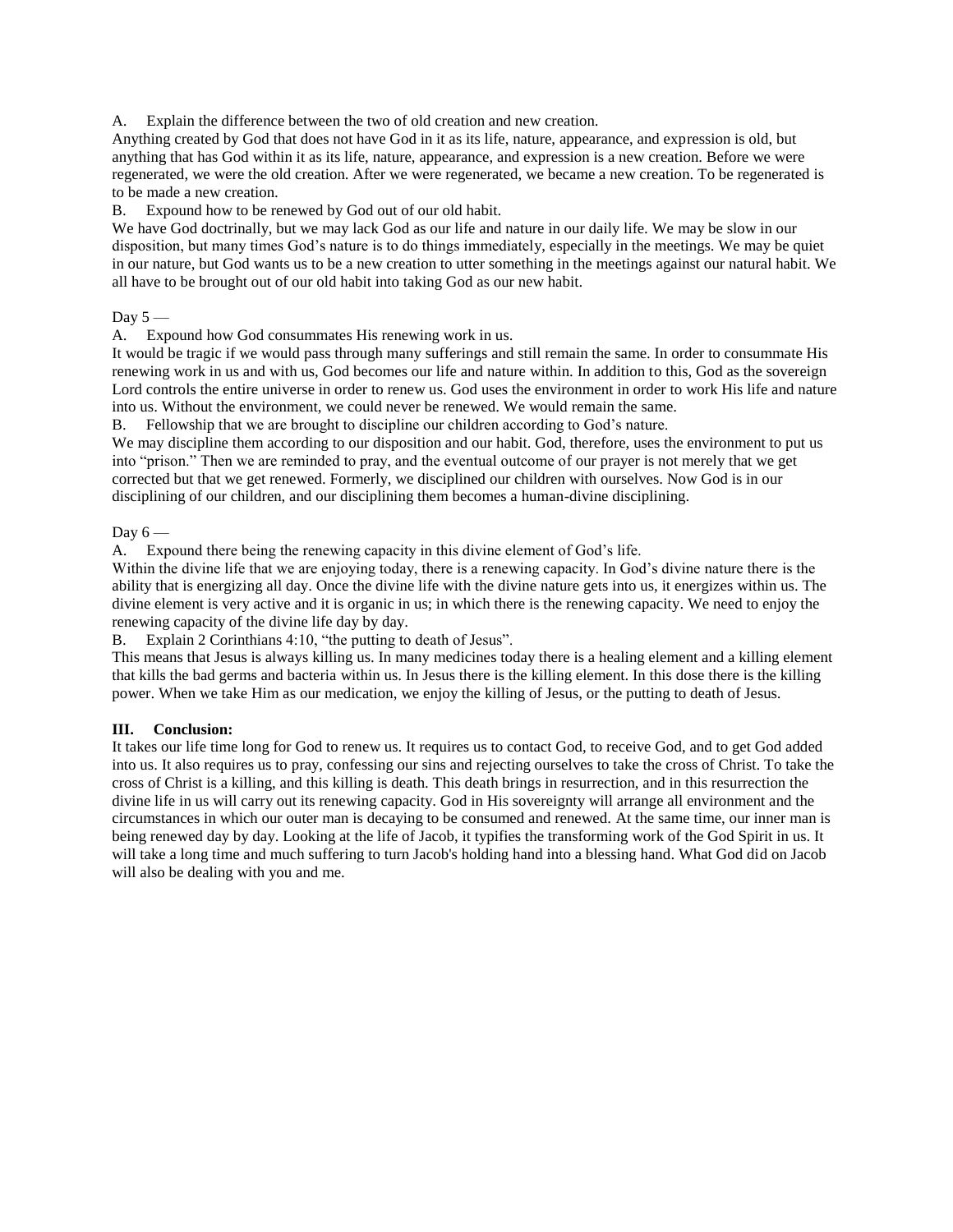A. Explain the difference between the two of old creation and new creation.

Anything created by God that does not have God in it as its life, nature, appearance, and expression is old, but anything that has God within it as its life, nature, appearance, and expression is a new creation. Before we were regenerated, we were the old creation. After we were regenerated, we became a new creation. To be regenerated is to be made a new creation.

B. Expound how to be renewed by God out of our old habit.

We have God doctrinally, but we may lack God as our life and nature in our daily life. We may be slow in our disposition, but many times God's nature is to do things immediately, especially in the meetings. We may be quiet in our nature, but God wants us to be a new creation to utter something in the meetings against our natural habit. We all have to be brought out of our old habit into taking God as our new habit.

Day 5 —

A. Expound how God consummates His renewing work in us.

It would be tragic if we would pass through many sufferings and still remain the same. In order to consummate His renewing work in us and with us, God becomes our life and nature within. In addition to this, God as the sovereign Lord controls the entire universe in order to renew us. God uses the environment in order to work His life and nature into us. Without the environment, we could never be renewed. We would remain the same.

B. Fellowship that we are brought to discipline our children according to God's nature.

We may discipline them according to our disposition and our habit. God, therefore, uses the environment to put us into "prison." Then we are reminded to pray, and the eventual outcome of our prayer is not merely that we get corrected but that we get renewed. Formerly, we disciplined our children with ourselves. Now God is in our disciplining of our children, and our disciplining them becomes a human-divine disciplining.

Day 6 —

A. Expound there being the renewing capacity in this divine element of God's life.

Within the divine life that we are enjoying today, there is a renewing capacity. In God's divine nature there is the ability that is energizing all day. Once the divine life with the divine nature gets into us, it energizes within us. The divine element is very active and it is organic in us; in which there is the renewing capacity. We need to enjoy the renewing capacity of the divine life day by day.

B. Explain 2 Corinthians 4:10, "the putting to death of Jesus".

This means that Jesus is always killing us. In many medicines today there is a healing element and a killing element that kills the bad germs and bacteria within us. In Jesus there is the killing element. In this dose there is the killing power. When we take Him as our medication, we enjoy the killing of Jesus, or the putting to death of Jesus.

**III. Conclusion:**

It takes our life time long for God to renew us. It requires us to contact God, to receive God, and to get God added into us. It also requires us to pray, confessing our sins and rejecting ourselves to take the cross of Christ. To take the cross of Christ is a killing, and this killing is death. This death brings in resurrection, and in this resurrection the divine life in us will carry out its renewing capacity. God in His sovereignty will arrange all environment and the circumstances in which our outer man is decaying to be consumed and renewed. At the same time, our inner man is being renewed day by day. Looking at the life of Jacob, it typifies the transforming work of the God Spirit in us. It will take a long time and much suffering to turn Jacob's holding hand into a blessing hand. What God did on Jacob will also be dealing with you and me.